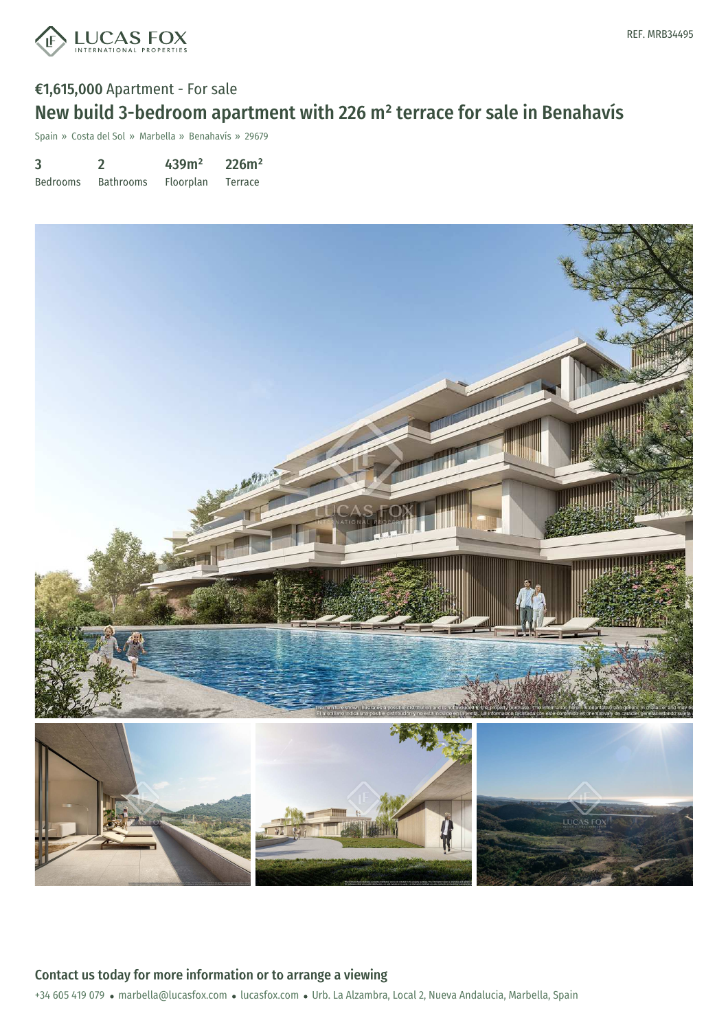REF. MRB34495

**€1,615,000** Apartment - For sale

# New build 3-bedroom apartment with 226 m² terrace for sale in Benahavís

Spain » Costa del Sol » Marbella » Benahavís » 29679

| 3 | 2 | 439m² | 226m² |
|---|---|---|---|
| Bedrooms | Bathrooms | Floorplan | Terrace |

## Contact us today for more information or to arrange a viewing

+34 605 419 079 • marbella@lucasfox.com • lucasfox.com • Urb. La Alzambra, Local 2, Nueva Andalucia, Marbella, Spain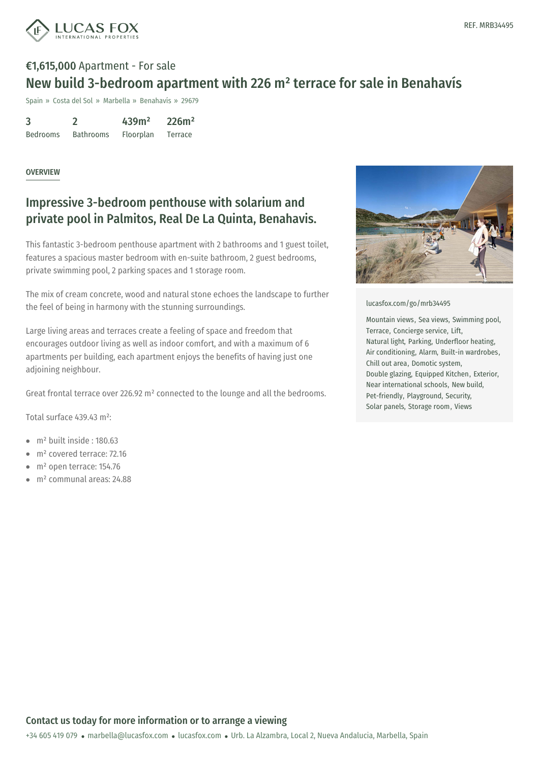REF. MRB34495

€1,615,000 Apartment - For sale

# New build 3-bedroom apartment with 226 m² terrace for sale in Benahavís

Spain » Costa del Sol » Marbella » Benahavís » 29679

| 3 | 2 | 439m² | 226m² |
|---|---|---|---|
| Bedrooms | Bathrooms | Floorplan | Terrace |

OVERVIEW

## Impressive 3-bedroom penthouse with solarium and private pool in Palmitos, Real De La Quinta, Benahavis.

This fantastic 3-bedroom penthouse apartment with 2 bathrooms and 1 guest toilet, features a spacious master bedroom with en-suite bathroom, 2 guest bedrooms, private swimming pool, 2 parking spaces and 1 storage room.

The mix of cream concrete, wood and natural stone echoes the landscape to further the feel of being in harmony with the stunning surroundings.

Large living areas and terraces create a feeling of space and freedom that encourages outdoor living as well as indoor comfort, and with a maximum of 6 apartments per building, each apartment enjoys the benefits of having just one adjoining neighbour.

Great frontal terrace over 226.92 m² connected to the lounge and all the bedrooms.

Total surface 439.43 m²:

- m² built inside : 180.63
- m² covered terrace: 72.16
- m² open terrace: 154.76
- m² communal areas: 24.88

lucasfox.com/go/mrb34495

Mountain views, Sea views, Swimming pool, Terrace, Concierge service, Lift, Natural light, Parking, Underfloor heating, Air conditioning, Alarm, Built-in wardrobes, Chill out area, Domotic system, Double glazing, Equipped Kitchen, Exterior, Near international schools, New build, Pet-friendly, Playground, Security, Solar panels, Storage room, Views

## Contact us today for more information or to arrange a viewing

+34 605 419 079 • marbella@lucasfox.com • lucasfox.com • Urb. La Alzambra, Local 2, Nueva Andalucia, Marbella, Spain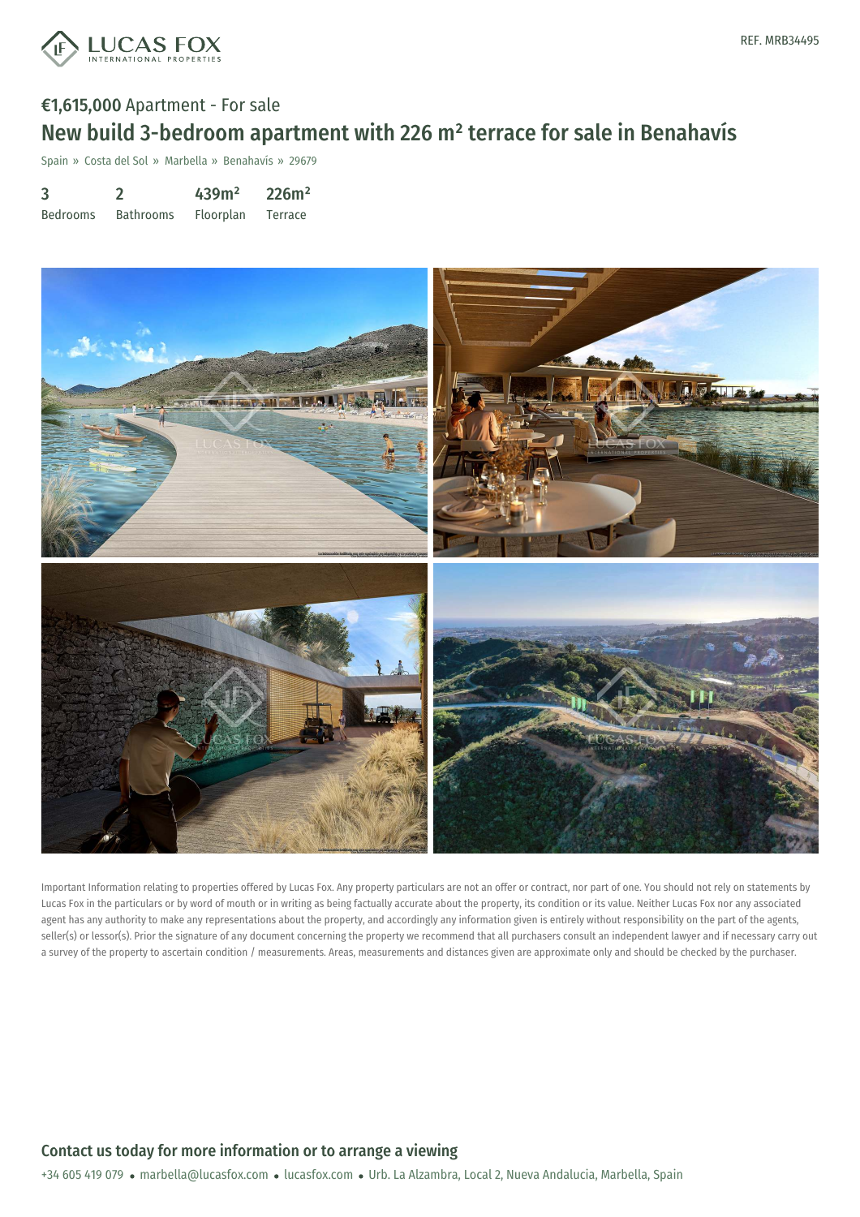REF. MRB34495

€1,615,000 Apartment - For sale

# New build 3-bedroom apartment with 226 m² terrace for sale in Benahavís

Spain » Costa del Sol » Marbella » Benahavís » 29679

| 3 | 2 | 439m² | 226m² |
|---|---|---|---|
| Bedrooms | Bathrooms | Floorplan | Terrace |

Important Information relating to properties offered by Lucas Fox. Any property particulars are not an offer or contract, nor part of one. You should not rely on statements by Lucas Fox in the particulars or by word of mouth or in writing as being factually accurate about the property, its condition or its value. Neither Lucas Fox nor any associated agent has any authority to make any representations about the property, and accordingly any information given is entirely without responsibility on the part of the agents, seller(s) or lessor(s). Prior the signature of any document concerning the property we recommend that all purchasers consult an independent lawyer and if necessary carry out a survey of the property to ascertain condition / measurements. Areas, measurements and distances given are approximate only and should be checked by the purchaser.

## Contact us today for more information or to arrange a viewing

+34 605 419 079 • marbella@lucasfox.com • lucasfox.com • Urb. La Alzambra, Local 2, Nueva Andalucia, Marbella, Spain